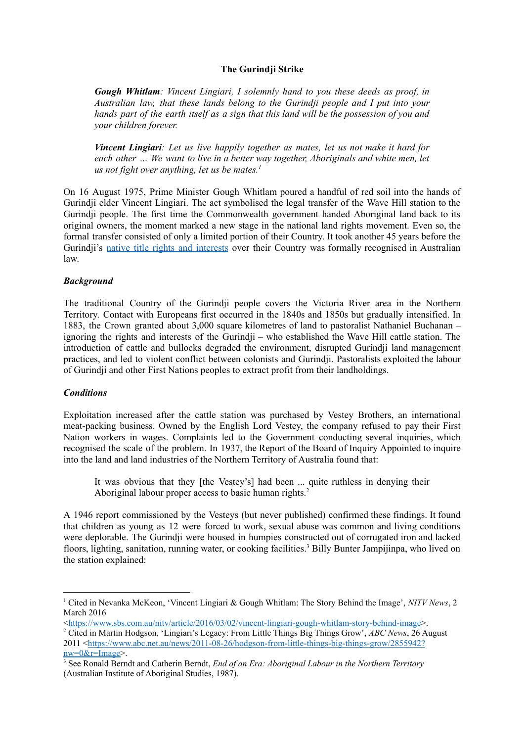# The Gurindji Strike

> ***Gough Whitlam**: Vincent Lingiari, I solemnly hand to you these deeds as proof, in Australian law, that these lands belong to the Gurindji people and I put into your hands part of the earth itself as a sign that this land will be the possession of you and your children forever.*
>
> ***Vincent Lingiari**: Let us live happily together as mates, let us not make it hard for each other … We want to live in a better way together, Aboriginals and white men, let us not fight over anything, let us be mates.*[1]

On 16 August 1975, Prime Minister Gough Whitlam poured a handful of red soil into the hands of Gurindji elder Vincent Lingiari. The act symbolised the legal transfer of the Wave Hill station to the Gurindji people. The first time the Commonwealth government handed Aboriginal land back to its original owners, the moment marked a new stage in the national land rights movement. Even so, the formal transfer consisted of only a limited portion of their Country. It took another 45 years before the Gurindji's native title rights and interests over their Country was formally recognised in Australian law.

### *Background*

The traditional Country of the Gurindji people covers the Victoria River area in the Northern Territory. Contact with Europeans first occurred in the 1840s and 1850s but gradually intensified. In 1883, the Crown granted about 3,000 square kilometres of land to pastoralist Nathaniel Buchanan – ignoring the rights and interests of the Gurindji – who established the Wave Hill cattle station. The introduction of cattle and bullocks degraded the environment, disrupted Gurindji land management practices, and led to violent conflict between colonists and Gurindji. Pastoralists exploited the labour of Gurindji and other First Nations peoples to extract profit from their landholdings.

### *Conditions*

Exploitation increased after the cattle station was purchased by Vestey Brothers, an international meat-packing business. Owned by the English Lord Vestey, the company refused to pay their First Nation workers in wages. Complaints led to the Government conducting several inquiries, which recognised the scale of the problem. In 1937, the Report of the Board of Inquiry Appointed to inquire into the land and land industries of the Northern Territory of Australia found that:

> It was obvious that they [the Vestey's] had been ... quite ruthless in denying their Aboriginal labour proper access to basic human rights.[2]

A 1946 report commissioned by the Vesteys (but never published) confirmed these findings. It found that children as young as 12 were forced to work, sexual abuse was common and living conditions were deplorable. The Gurindji were housed in humpies constructed out of corrugated iron and lacked floors, lighting, sanitation, running water, or cooking facilities.[3] Billy Bunter Jampijinpa, who lived on the station explained:

---

[1] Cited in Nevanka McKeon, 'Vincent Lingiari & Gough Whitlam: The Story Behind the Image', *NITV News*, 2 March 2016 <https://www.sbs.com.au/nitv/article/2016/03/02/vincent-lingiari-gough-whitlam-story-behind-image>.

[2] Cited in Martin Hodgson, 'Lingiari's Legacy: From Little Things Big Things Grow', *ABC News*, 26 August 2011 <https://www.abc.net.au/news/2011-08-26/hodgson-from-little-things-big-things-grow/2855942?nw=0&r=Image>.

[3] See Ronald Berndt and Catherin Berndt, *End of an Era: Aboriginal Labour in the Northern Territory* (Australian Institute of Aboriginal Studies, 1987).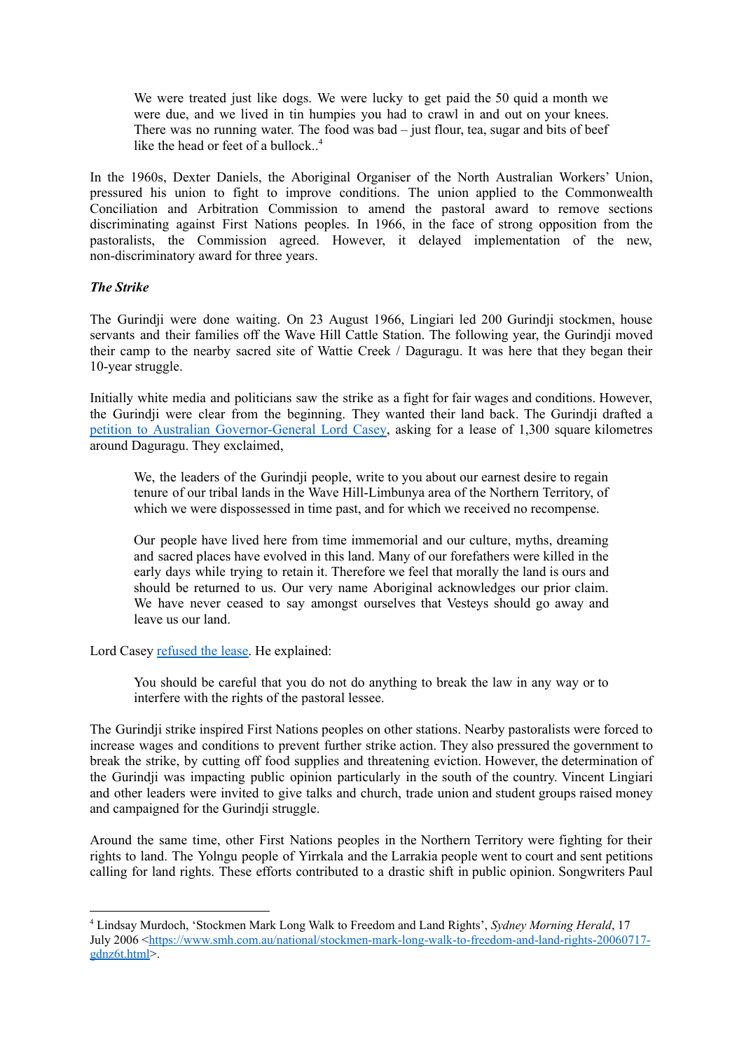> We were treated just like dogs. We were lucky to get paid the 50 quid a month we were due, and we lived in tin humpies you had to crawl in and out on your knees. There was no running water. The food was bad – just flour, tea, sugar and bits of beef like the head or feet of a bullock..[4]

In the 1960s, Dexter Daniels, the Aboriginal Organiser of the North Australian Workers' Union, pressured his union to fight to improve conditions. The union applied to the Commonwealth Conciliation and Arbitration Commission to amend the pastoral award to remove sections discriminating against First Nations peoples. In 1966, in the face of strong opposition from the pastoralists, the Commission agreed. However, it delayed implementation of the new, non-discriminatory award for three years.

***The Strike***

The Gurindji were done waiting. On 23 August 1966, Lingiari led 200 Gurindji stockmen, house servants and their families off the Wave Hill Cattle Station. The following year, the Gurindji moved their camp to the nearby sacred site of Wattie Creek / Daguragu. It was here that they began their 10-year struggle.

Initially white media and politicians saw the strike as a fight for fair wages and conditions. However, the Gurindji were clear from the beginning. They wanted their land back. The Gurindji drafted a petition to Australian Governor-General Lord Casey, asking for a lease of 1,300 square kilometres around Daguragu. They exclaimed,

> We, the leaders of the Gurindji people, write to you about our earnest desire to regain tenure of our tribal lands in the Wave Hill-Limbunya area of the Northern Territory, of which we were dispossessed in time past, and for which we received no recompense.
>
> Our people have lived here from time immemorial and our culture, myths, dreaming and sacred places have evolved in this land. Many of our forefathers were killed in the early days while trying to retain it. Therefore we feel that morally the land is ours and should be returned to us. Our very name Aboriginal acknowledges our prior claim. We have never ceased to say amongst ourselves that Vesteys should go away and leave us our land.

Lord Casey refused the lease. He explained:

> You should be careful that you do not do anything to break the law in any way or to interfere with the rights of the pastoral lessee.

The Gurindji strike inspired First Nations peoples on other stations. Nearby pastoralists were forced to increase wages and conditions to prevent further strike action. They also pressured the government to break the strike, by cutting off food supplies and threatening eviction. However, the determination of the Gurindji was impacting public opinion particularly in the south of the country. Vincent Lingiari and other leaders were invited to give talks and church, trade union and student groups raised money and campaigned for the Gurindji struggle.

Around the same time, other First Nations peoples in the Northern Territory were fighting for their rights to land. The Yolngu people of Yirrkala and the Larrakia people went to court and sent petitions calling for land rights. These efforts contributed to a drastic shift in public opinion. Songwriters Paul

---

[4] Lindsay Murdoch, 'Stockmen Mark Long Walk to Freedom and Land Rights', *Sydney Morning Herald*, 17 July 2006 <https://www.smh.com.au/national/stockmen-mark-long-walk-to-freedom-and-land-rights-20060717-gdnz6t.html>.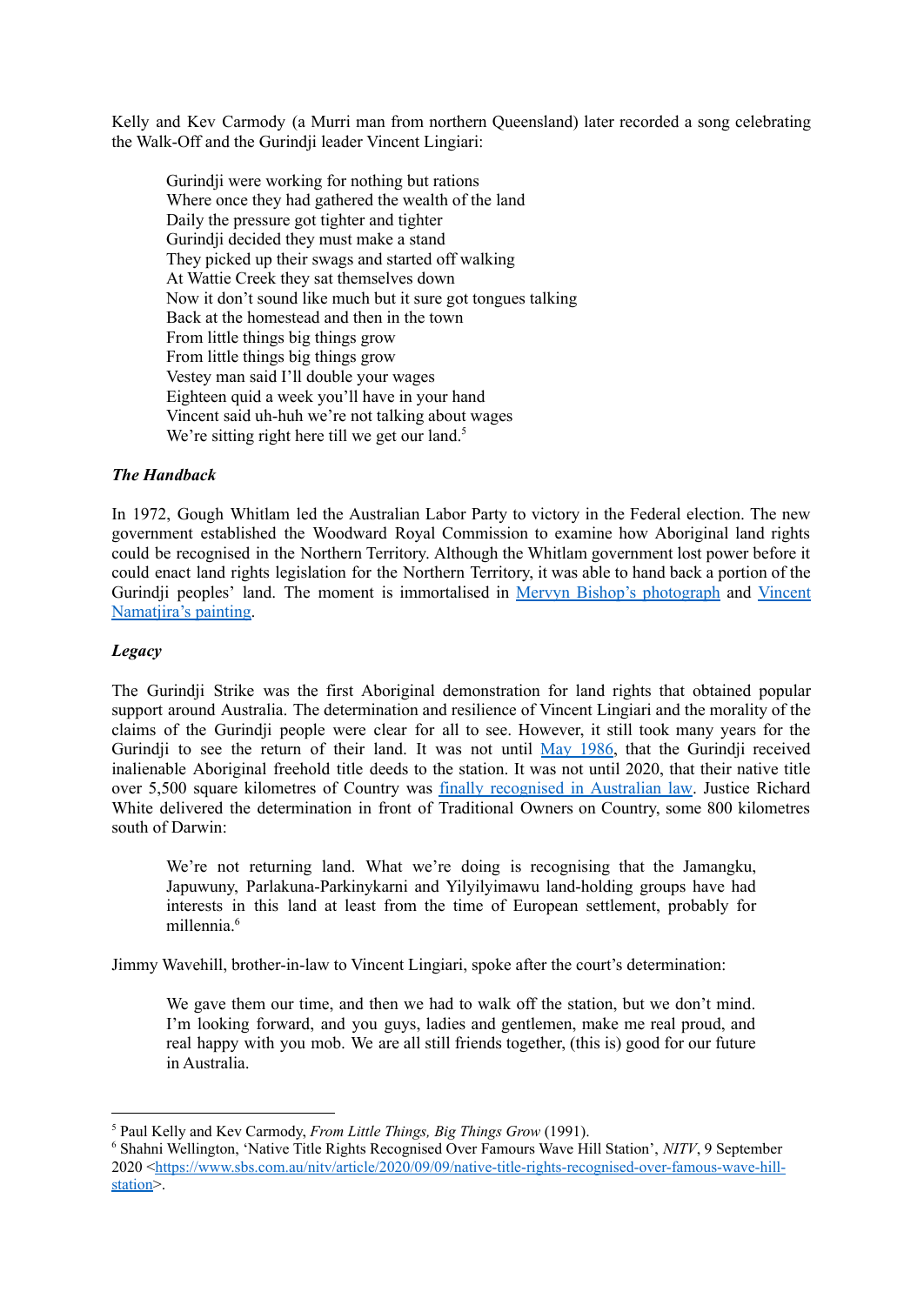Kelly and Kev Carmody (a Murri man from northern Queensland) later recorded a song celebrating the Walk-Off and the Gurindji leader Vincent Lingiari:

> Gurindji were working for nothing but rations
> Where once they had gathered the wealth of the land
> Daily the pressure got tighter and tighter
> Gurindji decided they must make a stand
> They picked up their swags and started off walking
> At Wattie Creek they sat themselves down
> Now it don't sound like much but it sure got tongues talking
> Back at the homestead and then in the town
> From little things big things grow
> From little things big things grow
> Vestey man said I'll double your wages
> Eighteen quid a week you'll have in your hand
> Vincent said uh-huh we're not talking about wages
> We're sitting right here till we get our land.[5]

***The Handback***

In 1972, Gough Whitlam led the Australian Labor Party to victory in the Federal election. The new government established the Woodward Royal Commission to examine how Aboriginal land rights could be recognised in the Northern Territory. Although the Whitlam government lost power before it could enact land rights legislation for the Northern Territory, it was able to hand back a portion of the Gurindji peoples' land. The moment is immortalised in Mervyn Bishop's photograph and Vincent Namatjira's painting.

***Legacy***

The Gurindji Strike was the first Aboriginal demonstration for land rights that obtained popular support around Australia. The determination and resilience of Vincent Lingiari and the morality of the claims of the Gurindji people were clear for all to see. However, it still took many years for the Gurindji to see the return of their land. It was not until May 1986, that the Gurindji received inalienable Aboriginal freehold title deeds to the station. It was not until 2020, that their native title over 5,500 square kilometres of Country was finally recognised in Australian law. Justice Richard White delivered the determination in front of Traditional Owners on Country, some 800 kilometres south of Darwin:

> We're not returning land. What we're doing is recognising that the Jamangku, Japuwuny, Parlakuna-Parkinykarni and Yilyilyimawu land-holding groups have had interests in this land at least from the time of European settlement, probably for millennia.[6]

Jimmy Wavehill, brother-in-law to Vincent Lingiari, spoke after the court's determination:

> We gave them our time, and then we had to walk off the station, but we don't mind. I'm looking forward, and you guys, ladies and gentlemen, make me real proud, and real happy with you mob. We are all still friends together, (this is) good for our future in Australia.

---

[5] Paul Kelly and Kev Carmody, *From Little Things, Big Things Grow* (1991).

[6] Shahni Wellington, 'Native Title Rights Recognised Over Famours Wave Hill Station', *NITV*, 9 September 2020 <https://www.sbs.com.au/nitv/article/2020/09/09/native-title-rights-recognised-over-famous-wave-hill-station>.